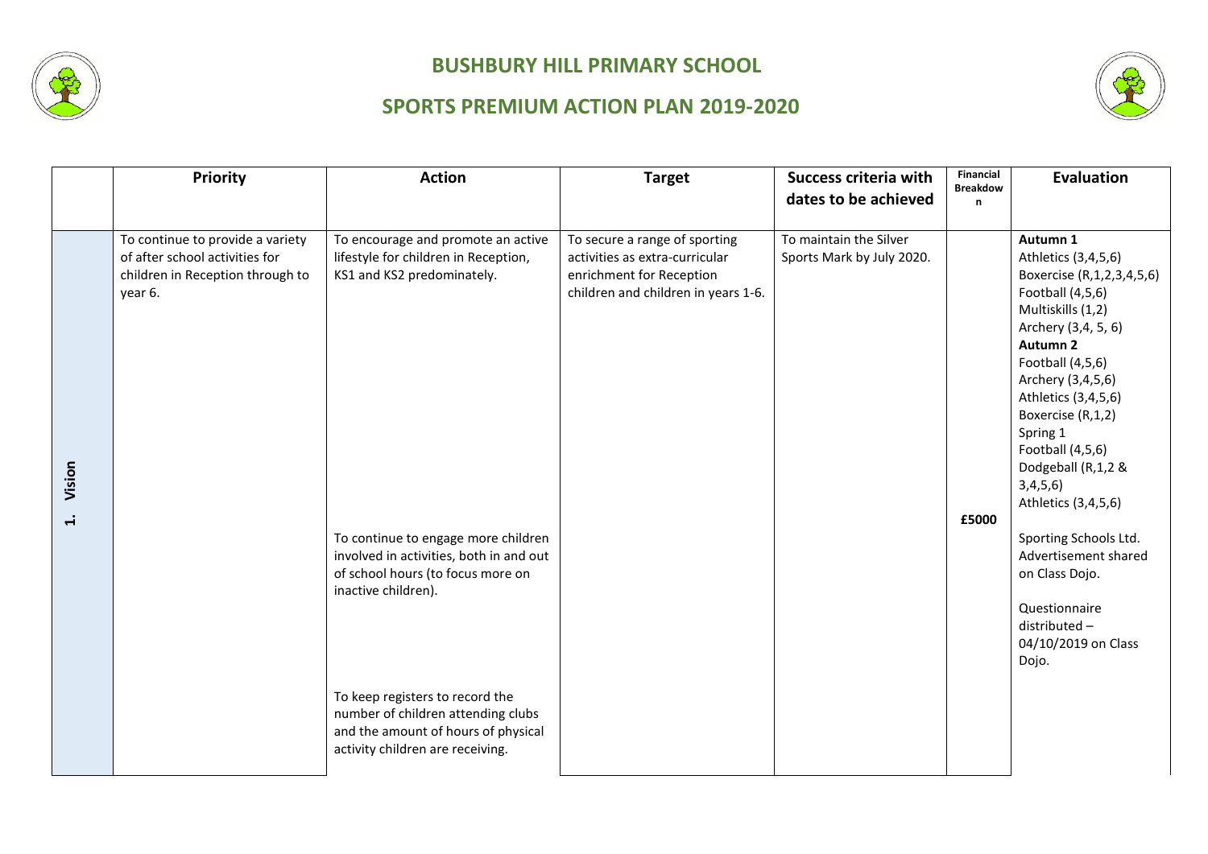# BUSHBURY HILL PRIMARY SCHOOL

## SPORTS PREMIUM ACTION PLAN 2019-2020

| | Priority | Action | Target | Success criteria with dates to be achieved | Financial Breakdown | Evaluation |
|---|---|---|---|---|---|---|
| 1. Vision | To continue to provide a variety of after school activities for children in Reception through to year 6. | To encourage and promote an active lifestyle for children in Reception, KS1 and KS2 predominately.<br><br>To continue to engage more children involved in activities, both in and out of school hours (to focus more on inactive children).<br><br>To keep registers to record the number of children attending clubs and the amount of hours of physical activity children are receiving. | To secure a range of sporting activities as extra-curricular enrichment for Reception children and children in years 1-6. | To maintain the Silver Sports Mark by July 2020. | £5000 | **Autumn 1**<br>Athletics (3,4,5,6)<br>Boxercise (R,1,2,3,4,5,6)<br>Football (4,5,6)<br>Multiskills (1,2)<br>Archery (3,4, 5, 6)<br>**Autumn 2**<br>Football (4,5,6)<br>Archery (3,4,5,6)<br>Athletics (3,4,5,6)<br>Boxercise (R,1,2)<br>Spring 1<br>Football (4,5,6)<br>Dodgeball (R,1,2 & 3,4,5,6)<br>Athletics (3,4,5,6)<br><br>Sporting Schools Ltd. Advertisement shared on Class Dojo.<br><br>Questionnaire distributed – 04/10/2019 on Class Dojo. |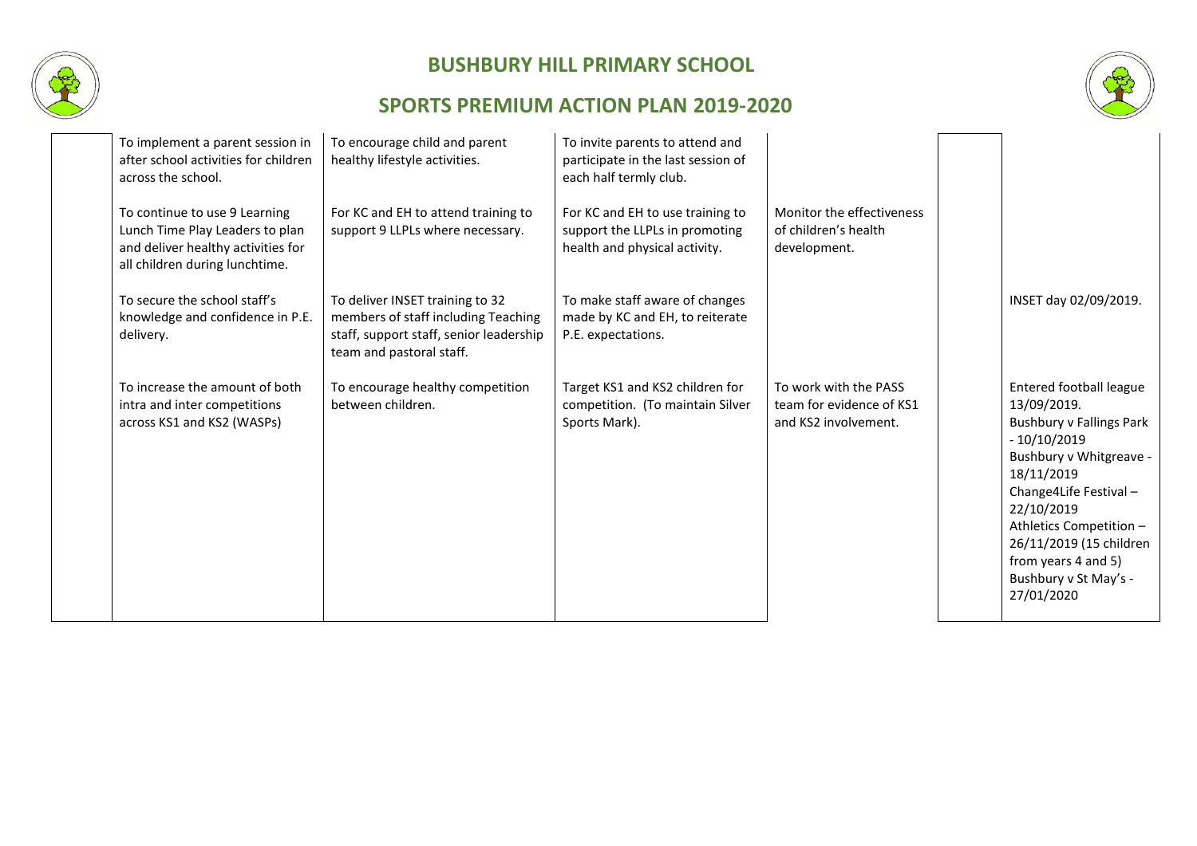# BUSHBURY HILL PRIMARY SCHOOL

## SPORTS PREMIUM ACTION PLAN 2019-2020

| | | | | | | |
|---|---|---|---|---|---|---|
| | To implement a parent session in after school activities for children across the school. | To encourage child and parent healthy lifestyle activities. | To invite parents to attend and participate in the last session of each half termly club. | | | |
| | To continue to use 9 Learning Lunch Time Play Leaders to plan and deliver healthy activities for all children during lunchtime. | For KC and EH to attend training to support 9 LLPLs where necessary. | For KC and EH to use training to support the LLPLs in promoting health and physical activity. | Monitor the effectiveness of children's health development. | | |
| | To secure the school staff's knowledge and confidence in P.E. delivery. | To deliver INSET training to 32 members of staff including Teaching staff, support staff, senior leadership team and pastoral staff. | To make staff aware of changes made by KC and EH, to reiterate P.E. expectations. | | | INSET day 02/09/2019. |
| | To increase the amount of both intra and inter competitions across KS1 and KS2 (WASPs) | To encourage healthy competition between children. | Target KS1 and KS2 children for competition. (To maintain Silver Sports Mark). | To work with the PASS team for evidence of KS1 and KS2 involvement. | | Entered football league 13/09/2019.<br>Bushbury v Fallings Park - 10/10/2019<br>Bushbury v Whitgreave - 18/11/2019<br>Change4Life Festival – 22/10/2019<br>Athletics Competition – 26/11/2019 (15 children from years 4 and 5)<br>Bushbury v St May's - 27/01/2020 |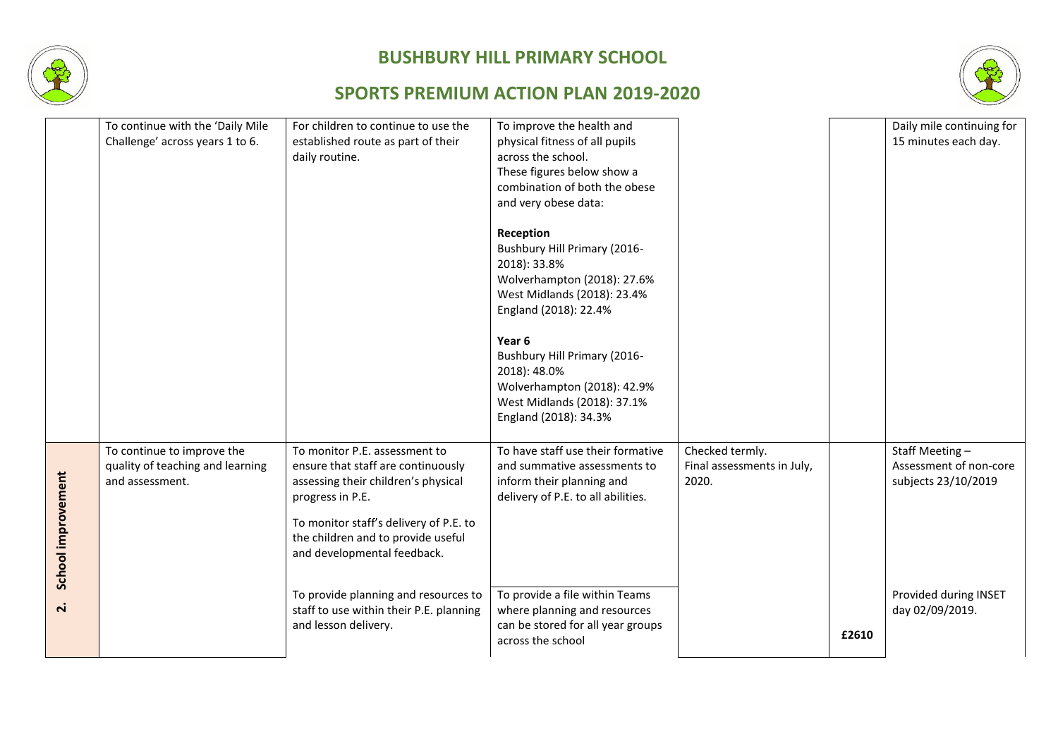# BUSHBURY HILL PRIMARY SCHOOL

## SPORTS PREMIUM ACTION PLAN 2019-2020

| | | | | | | |
|---|---|---|---|---|---|---|
| | To continue with the 'Daily Mile Challenge' across years 1 to 6. | For children to continue to use the established route as part of their daily routine. | To improve the health and physical fitness of all pupils across the school.<br>These figures below show a combination of both the obese and very obese data:<br><br>**Reception**<br>Bushbury Hill Primary (2016-2018): 33.8%<br>Wolverhampton (2018): 27.6%<br>West Midlands (2018): 23.4%<br>England (2018): 22.4%<br><br>**Year 6**<br>Bushbury Hill Primary (2016-2018): 48.0%<br>Wolverhampton (2018): 42.9%<br>West Midlands (2018): 37.1%<br>England (2018): 34.3% | | | Daily mile continuing for 15 minutes each day. |
| **2. School improvement** | To continue to improve the quality of teaching and learning and assessment. | To monitor P.E. assessment to ensure that staff are continuously assessing their children's physical progress in P.E.<br><br>To monitor staff's delivery of P.E. to the children and to provide useful and developmental feedback. | To have staff use their formative and summative assessments to inform their planning and delivery of P.E. to all abilities. | Checked termly.<br>Final assessments in July, 2020. | | Staff Meeting – Assessment of non-core subjects 23/10/2019 |
| | | To provide planning and resources to staff to use within their P.E. planning and lesson delivery. | To provide a file within Teams where planning and resources can be stored for all year groups across the school | | £2610 | Provided during INSET day 02/09/2019. |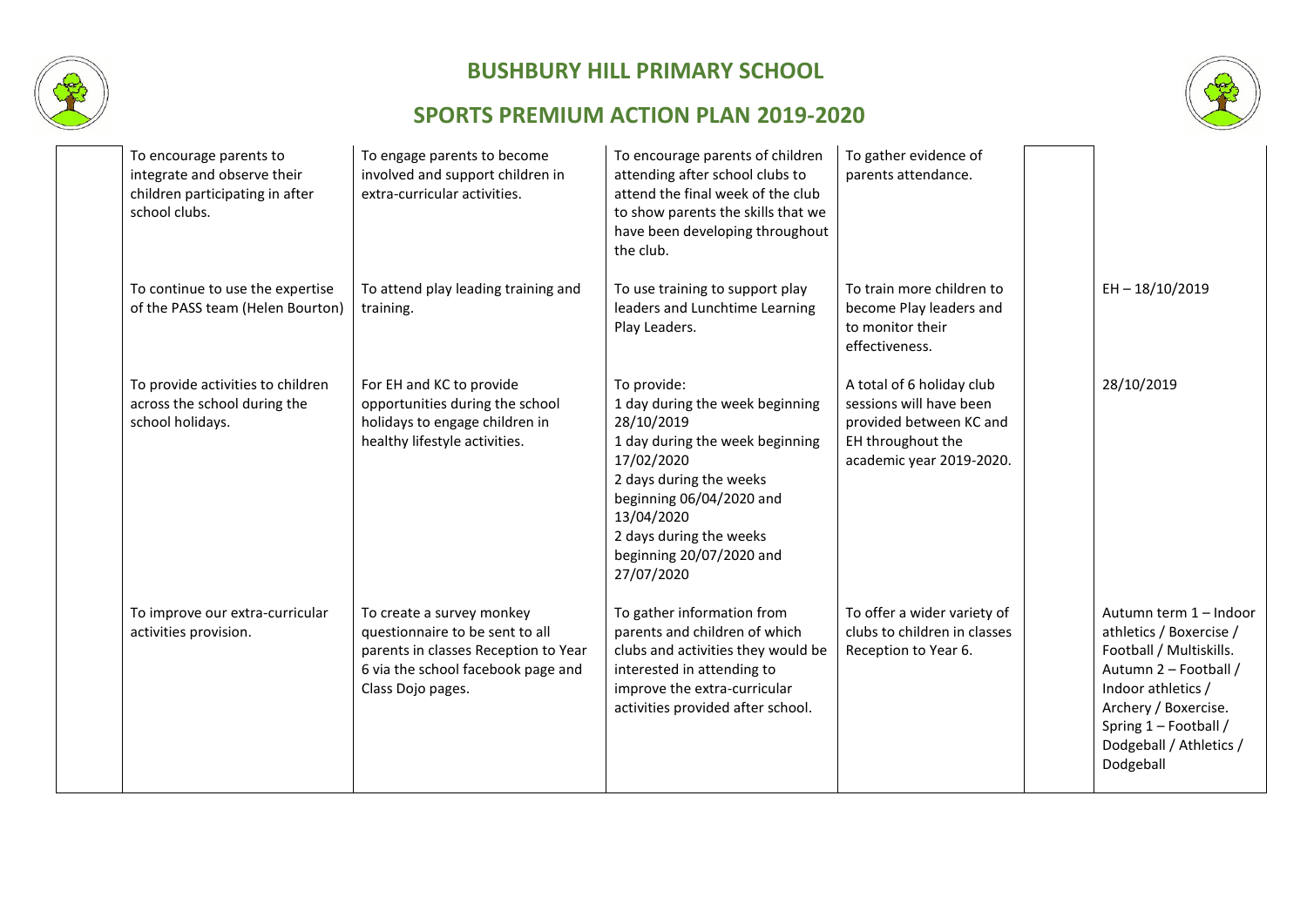# BUSHBURY HILL PRIMARY SCHOOL

## SPORTS PREMIUM ACTION PLAN 2019-2020

| | | | | | | |
|---|---|---|---|---|---|---|
| | To encourage parents to integrate and observe their children participating in after school clubs. | To engage parents to become involved and support children in extra-curricular activities. | To encourage parents of children attending after school clubs to attend the final week of the club to show parents the skills that we have been developing throughout the club. | To gather evidence of parents attendance. | | |
| | To continue to use the expertise of the PASS team (Helen Bourton) | To attend play leading training and training. | To use training to support play leaders and Lunchtime Learning Play Leaders. | To train more children to become Play leaders and to monitor their effectiveness. | | EH – 18/10/2019 |
| | To provide activities to children across the school during the school holidays. | For EH and KC to provide opportunities during the school holidays to engage children in healthy lifestyle activities. | To provide:<br>1 day during the week beginning 28/10/2019<br>1 day during the week beginning 17/02/2020<br>2 days during the weeks beginning 06/04/2020 and 13/04/2020<br>2 days during the weeks beginning 20/07/2020 and 27/07/2020 | A total of 6 holiday club sessions will have been provided between KC and EH throughout the academic year 2019-2020. | | 28/10/2019 |
| | To improve our extra-curricular activities provision. | To create a survey monkey questionnaire to be sent to all parents in classes Reception to Year 6 via the school facebook page and Class Dojo pages. | To gather information from parents and children of which clubs and activities they would be interested in attending to improve the extra-curricular activities provided after school. | To offer a wider variety of clubs to children in classes Reception to Year 6. | | Autumn term 1 – Indoor athletics / Boxercise / Football / Multiskills.<br>Autumn 2 – Football / Indoor athletics / Archery / Boxercise.<br>Spring 1 – Football / Dodgeball / Athletics / Dodgeball |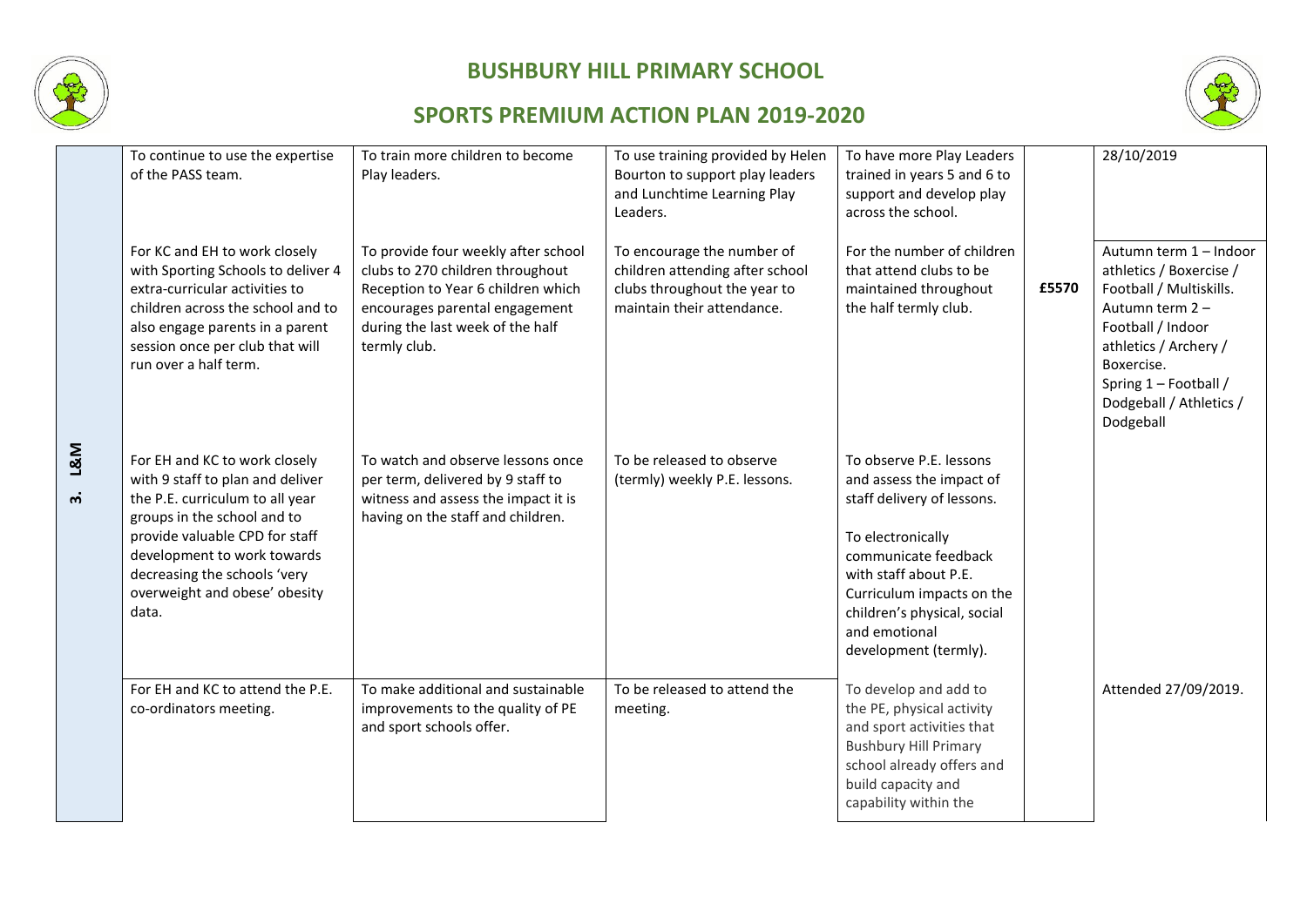# BUSHBURY HILL PRIMARY SCHOOL

## SPORTS PREMIUM ACTION PLAN 2019-2020

| | | | | | | |
|---|---|---|---|---|---|---|
| 3. L&M | To continue to use the expertise of the PASS team. | To train more children to become Play leaders. | To use training provided by Helen Bourton to support play leaders and Lunchtime Learning Play Leaders. | To have more Play Leaders trained in years 5 and 6 to support and develop play across the school. | | 28/10/2019 |
| | For KC and EH to work closely with Sporting Schools to deliver 4 extra-curricular activities to children across the school and to also engage parents in a parent session once per club that will run over a half term. | To provide four weekly after school clubs to 270 children throughout Reception to Year 6 children which encourages parental engagement during the last week of the half termly club. | To encourage the number of children attending after school clubs throughout the year to maintain their attendance. | For the number of children that attend clubs to be maintained throughout the half termly club. | **£5570** | Autumn term 1 – Indoor athletics / Boxercise / Football / Multiskills. Autumn term 2 – Football / Indoor athletics / Archery / Boxercise. Spring 1 – Football / Dodgeball / Athletics / Dodgeball |
| | For EH and KC to work closely with 9 staff to plan and deliver the P.E. curriculum to all year groups in the school and to provide valuable CPD for staff development to work towards decreasing the schools 'very overweight and obese' obesity data. | To watch and observe lessons once per term, delivered by 9 staff to witness and assess the impact it is having on the staff and children. | To be released to observe (termly) weekly P.E. lessons. | To observe P.E. lessons and assess the impact of staff delivery of lessons.<br><br>To electronically communicate feedback with staff about P.E. Curriculum impacts on the children's physical, social and emotional development (termly). | | |
| | For EH and KC to attend the P.E. co-ordinators meeting. | To make additional and sustainable improvements to the quality of PE and sport schools offer. | To be released to attend the meeting. | To develop and add to the PE, physical activity and sport activities that Bushbury Hill Primary school already offers and build capacity and capability within the | | Attended 27/09/2019. |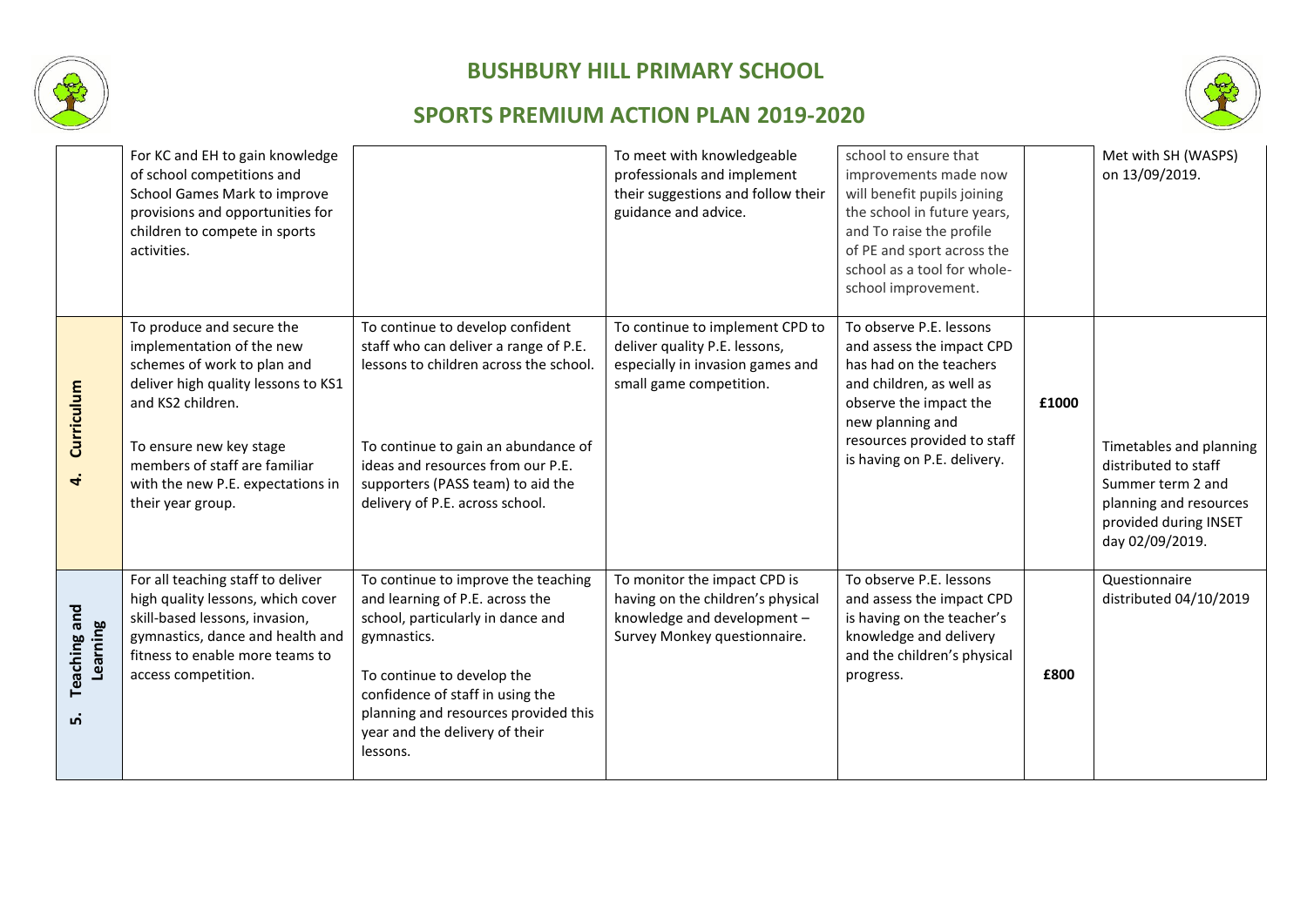# BUSHBURY HILL PRIMARY SCHOOL

## SPORTS PREMIUM ACTION PLAN 2019-2020

| | | | | | | |
|---|---|---|---|---|---|---|
| | For KC and EH to gain knowledge of school competitions and School Games Mark to improve provisions and opportunities for children to compete in sports activities. | | To meet with knowledgeable professionals and implement their suggestions and follow their guidance and advice. | school to ensure that improvements made now will benefit pupils joining the school in future years, and To raise the profile of PE and sport across the school as a tool for whole-school improvement. | | Met with SH (WASPS) on 13/09/2019. |
| **4. Curriculum** | To produce and secure the implementation of the new schemes of work to plan and deliver high quality lessons to KS1 and KS2 children.<br><br>To ensure new key stage members of staff are familiar with the new P.E. expectations in their year group. | To continue to develop confident staff who can deliver a range of P.E. lessons to children across the school.<br><br>To continue to gain an abundance of ideas and resources from our P.E. supporters (PASS team) to aid the delivery of P.E. across school. | To continue to implement CPD to deliver quality P.E. lessons, especially in invasion games and small game competition. | To observe P.E. lessons and assess the impact CPD has had on the teachers and children, as well as observe the impact the new planning and resources provided to staff is having on P.E. delivery. | **£1000** | Timetables and planning distributed to staff Summer term 2 and planning and resources provided during INSET day 02/09/2019. |
| **5. Teaching and Learning** | For all teaching staff to deliver high quality lessons, which cover skill-based lessons, invasion, gymnastics, dance and health and fitness to enable more teams to access competition. | To continue to improve the teaching and learning of P.E. across the school, particularly in dance and gymnastics.<br><br>To continue to develop the confidence of staff in using the planning and resources provided this year and the delivery of their lessons. | To monitor the impact CPD is having on the children's physical knowledge and development – Survey Monkey questionnaire. | To observe P.E. lessons and assess the impact CPD is having on the teacher's knowledge and delivery and the children's physical progress. | **£800** | Questionnaire distributed 04/10/2019 |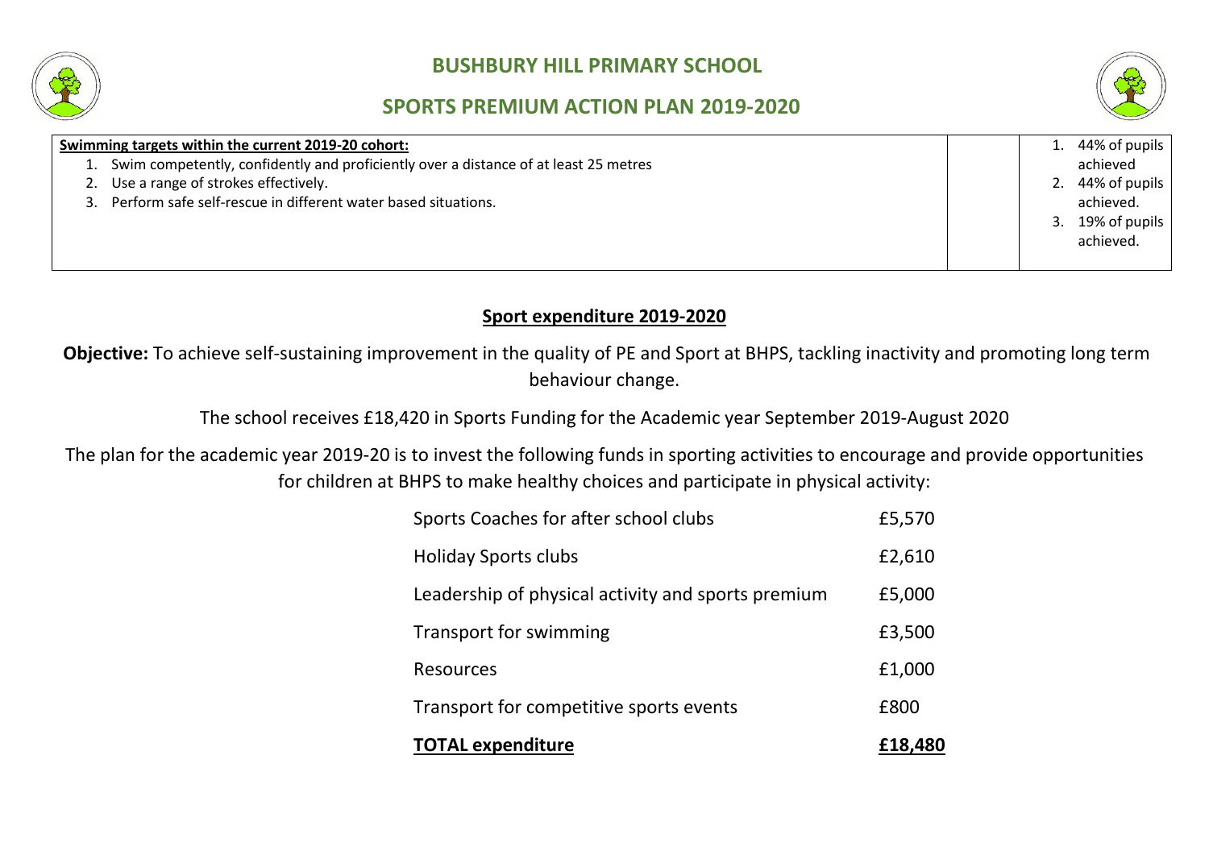# BUSHBURY HILL PRIMARY SCHOOL

## SPORTS PREMIUM ACTION PLAN 2019-2020

| | | |
|---|---|---|
| **Swimming targets within the current 2019-20 cohort:**<br>1. Swim competently, confidently and proficiently over a distance of at least 25 metres<br>2. Use a range of strokes effectively.<br>3. Perform safe self-rescue in different water based situations. | | 1. 44% of pupils achieved<br>2. 44% of pupils achieved.<br>3. 19% of pupils achieved. |

## Sport expenditure 2019-2020

**Objective:** To achieve self-sustaining improvement in the quality of PE and Sport at BHPS, tackling inactivity and promoting long term behaviour change.

The school receives £18,420 in Sports Funding for the Academic year September 2019-August 2020

The plan for the academic year 2019-20 is to invest the following funds in sporting activities to encourage and provide opportunities for children at BHPS to make healthy choices and participate in physical activity:

| | |
|---|---|
| Sports Coaches for after school clubs | £5,570 |
| Holiday Sports clubs | £2,610 |
| Leadership of physical activity and sports premium | £5,000 |
| Transport for swimming | £3,500 |
| Resources | £1,000 |
| Transport for competitive sports events | £800 |
| **TOTAL expenditure** | **£18,480** |